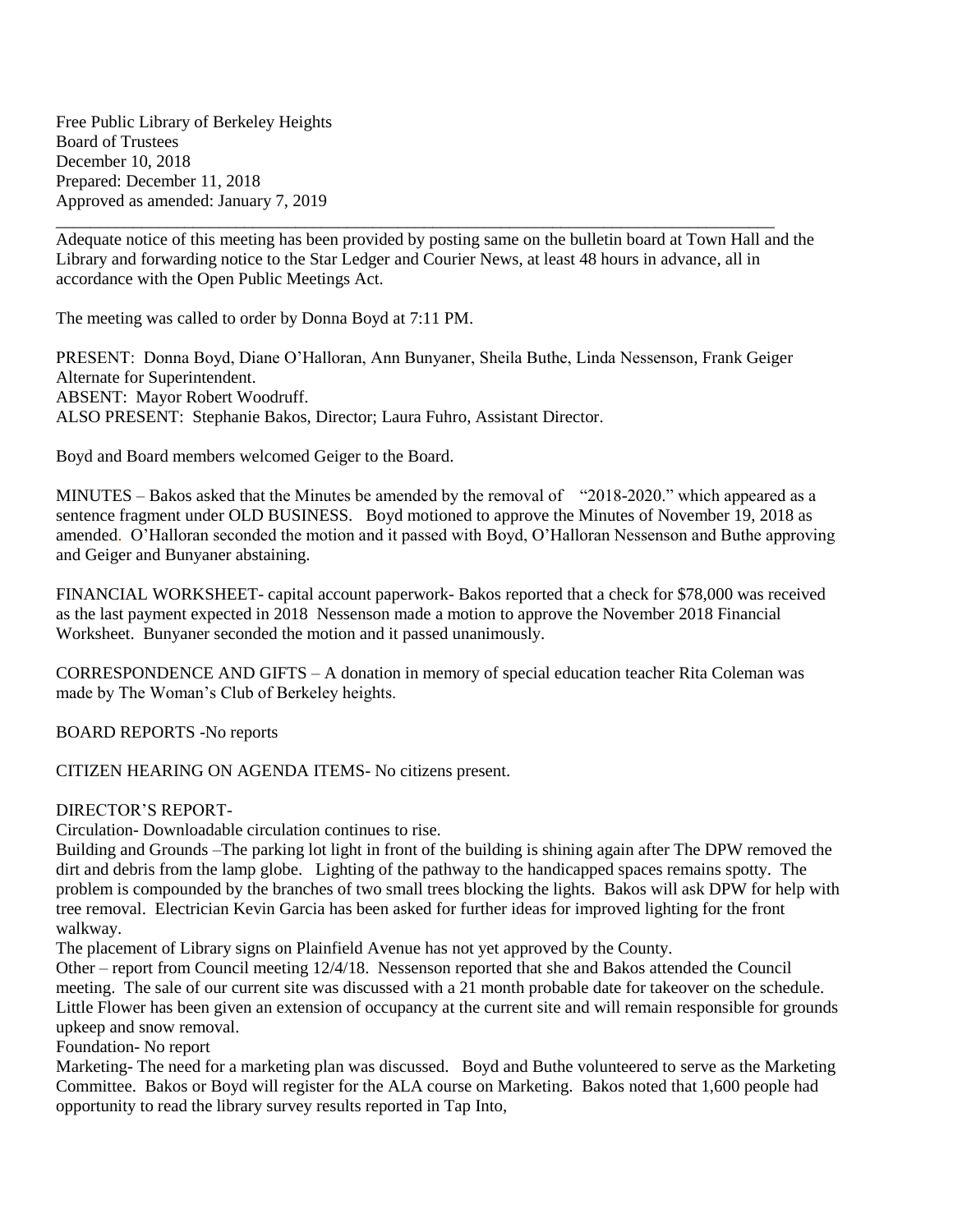Free Public Library of Berkeley Heights
Board of Trustees
December 10, 2018
Prepared: December 11, 2018
Approved as amended: January 7, 2019

---

Adequate notice of this meeting has been provided by posting same on the bulletin board at Town Hall and the Library and forwarding notice to the Star Ledger and Courier News, at least 48 hours in advance, all in accordance with the Open Public Meetings Act.

The meeting was called to order by Donna Boyd at 7:11 PM.

PRESENT: Donna Boyd, Diane O'Halloran, Ann Bunyaner, Sheila Buthe, Linda Nessenson, Frank Geiger Alternate for Superintendent.
ABSENT: Mayor Robert Woodruff.
ALSO PRESENT: Stephanie Bakos, Director; Laura Fuhro, Assistant Director.

Boyd and Board members welcomed Geiger to the Board.

MINUTES – Bakos asked that the Minutes be amended by the removal of "2018-2020." which appeared as a sentence fragment under OLD BUSINESS. Boyd motioned to approve the Minutes of November 19, 2018 as amended. O'Halloran seconded the motion and it passed with Boyd, O'Halloran Nessenson and Buthe approving and Geiger and Bunyaner abstaining.

FINANCIAL WORKSHEET- capital account paperwork- Bakos reported that a check for $78,000 was received as the last payment expected in 2018 Nessenson made a motion to approve the November 2018 Financial Worksheet. Bunyaner seconded the motion and it passed unanimously.

CORRESPONDENCE AND GIFTS – A donation in memory of special education teacher Rita Coleman was made by The Woman's Club of Berkeley heights.

BOARD REPORTS -No reports

CITIZEN HEARING ON AGENDA ITEMS- No citizens present.

DIRECTOR'S REPORT-
Circulation- Downloadable circulation continues to rise.
Building and Grounds –The parking lot light in front of the building is shining again after The DPW removed the dirt and debris from the lamp globe. Lighting of the pathway to the handicapped spaces remains spotty. The problem is compounded by the branches of two small trees blocking the lights. Bakos will ask DPW for help with tree removal. Electrician Kevin Garcia has been asked for further ideas for improved lighting for the front walkway.
The placement of Library signs on Plainfield Avenue has not yet approved by the County.
Other – report from Council meeting 12/4/18. Nessenson reported that she and Bakos attended the Council meeting. The sale of our current site was discussed with a 21 month probable date for takeover on the schedule. Little Flower has been given an extension of occupancy at the current site and will remain responsible for grounds upkeep and snow removal.
Foundation- No report
Marketing- The need for a marketing plan was discussed. Boyd and Buthe volunteered to serve as the Marketing Committee. Bakos or Boyd will register for the ALA course on Marketing. Bakos noted that 1,600 people had opportunity to read the library survey results reported in Tap Into,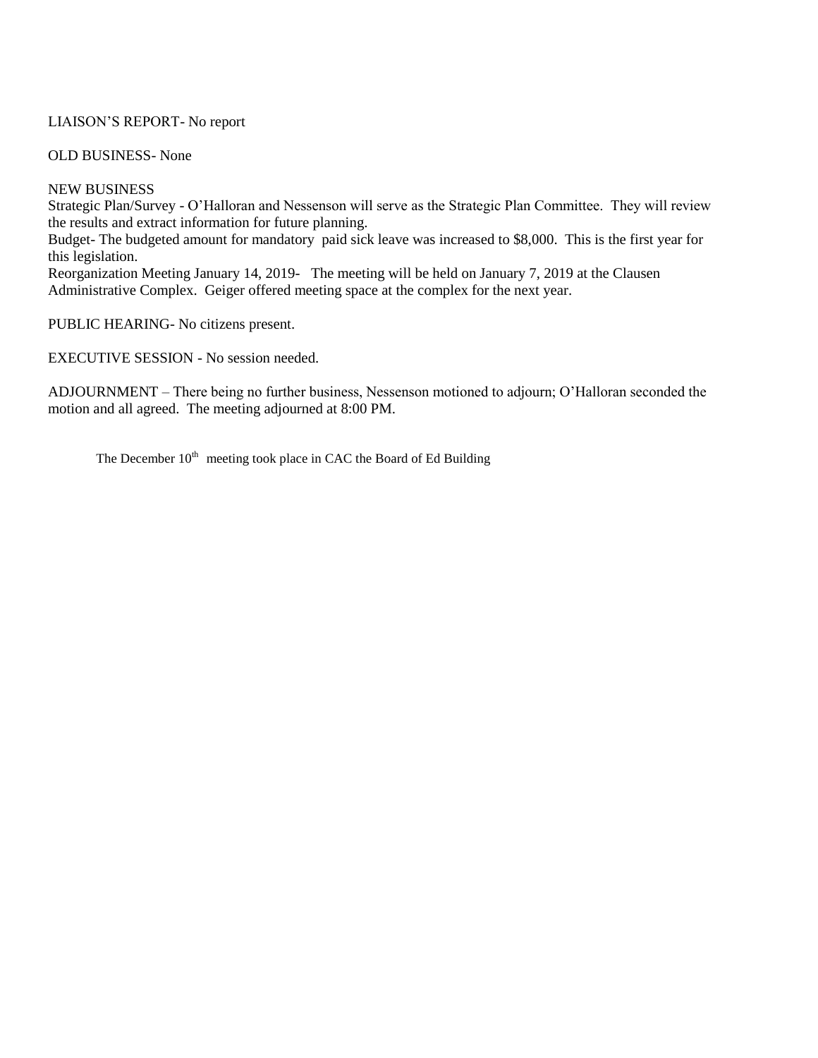LIAISON'S REPORT- No report

OLD BUSINESS- None

NEW BUSINESS

Strategic Plan/Survey - O'Halloran and Nessenson will serve as the Strategic Plan Committee. They will review the results and extract information for future planning.

Budget- The budgeted amount for mandatory paid sick leave was increased to $8,000. This is the first year for this legislation.

Reorganization Meeting January 14, 2019- The meeting will be held on January 7, 2019 at the Clausen Administrative Complex. Geiger offered meeting space at the complex for the next year.

PUBLIC HEARING- No citizens present.

EXECUTIVE SESSION - No session needed.

ADJOURNMENT – There being no further business, Nessenson motioned to adjourn; O'Halloran seconded the motion and all agreed. The meeting adjourned at 8:00 PM.

The December 10th meeting took place in CAC the Board of Ed Building